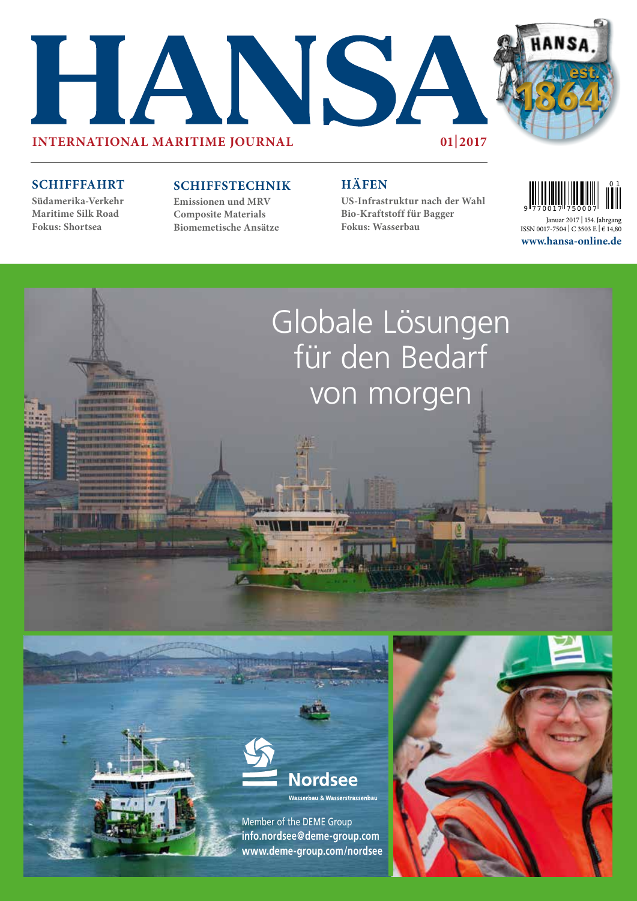# HANSA

**INTERNATIONAL MARITIME JOURNAL** 01|2017

HANSA est. 1864

### SCHIFFFAHRT

Südamerika-Verkehr
Maritime Silk Road
Fokus: Shortsea

### SCHIFFSTECHNIK

Emissionen und MRV
Composite Materials
Biomemetische Ansätze

### HÄFEN

US-Infrastruktur nach der Wahl
Bio-Kraftstoff für Bagger
Fokus: Wasserbau

Januar 2017 | 154. Jahrgang
ISSN 0017-7504 | C 3503 E | € 14,80
www.hansa-online.de

## Globale Lösungen für den Bedarf von morgen

**Nordsee**
Wasserbau & Wasserstrassenbau

Member of the DEME Group
info.nordsee@deme-group.com
www.deme-group.com/nordsee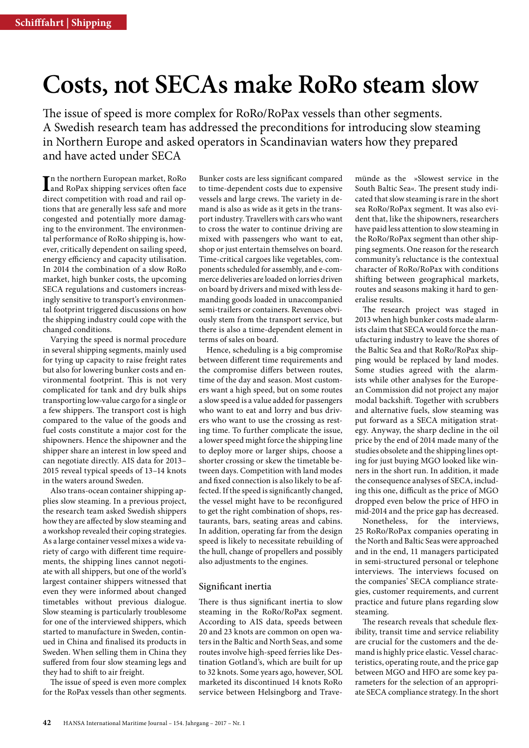# Costs, not SECAs make RoRo steam slow

The issue of speed is more complex for RoRo/RoPax vessels than other segments. A Swedish research team has addressed the preconditions for introducing slow steaming in Northern Europe and asked operators in Scandinavian waters how they prepared and have acted under SECA

In the northern European market, RoRo and RoPax shipping services often face direct competition with road and rail options that are generally less safe and more congested and potentially more damaging to the environment. The environmental performance of RoRo shipping is, however, critically dependent on sailing speed, energy efficiency and capacity utilisation. In 2014 the combination of a slow RoRo market, high bunker costs, the upcoming SECA regulations and customers increasingly sensitive to transport's environmental footprint triggered discussions on how the shipping industry could cope with the changed conditions.

Varying the speed is normal procedure in several shipping segments, mainly used for tying up capacity to raise freight rates but also for lowering bunker costs and environmental footprint. This is not very complicated for tank and dry bulk ships transporting low-value cargo for a single or a few shippers. The transport cost is high compared to the value of the goods and fuel costs constitute a major cost for the shipowners. Hence the shipowner and the shipper share an interest in low speed and can negotiate directly. AIS data for 2013–2015 reveal typical speeds of 13–14 knots in the waters around Sweden.

Also trans-ocean container shipping applies slow steaming. In a previous project, the research team asked Swedish shippers how they are affected by slow steaming and a workshop revealed their coping strategies. As a large container vessel mixes a wide variety of cargo with different time requirements, the shipping lines cannot negotiate with all shippers, but one of the world's largest container shippers witnessed that even they were informed about changed timetables without previous dialogue. Slow steaming is particularly troublesome for one of the interviewed shippers, which started to manufacture in Sweden, continued in China and finalised its products in Sweden. When selling them in China they suffered from four slow steaming legs and they had to shift to air freight.

The issue of speed is even more complex for the RoPax vessels than other segments. Bunker costs are less significant compared to time-dependent costs due to expensive vessels and large crews. The variety in demand is also as wide as it gets in the transport industry. Travellers with cars who want to cross the water to continue driving are mixed with passengers who want to eat, shop or just entertain themselves on board. Time-critical cargoes like vegetables, components scheduled for assembly, and e-commerce deliveries are loaded on lorries driven on board by drivers and mixed with less demanding goods loaded in unaccompanied semi-trailers or containers. Revenues obviously stem from the transport service, but there is also a time-dependent element in terms of sales on board.

Hence, scheduling is a big compromise between different time requirements and the compromise differs between routes, time of the day and season. Most customers want a high speed, but on some routes a slow speed is a value added for passengers who want to eat and lorry and bus drivers who want to use the crossing as resting time. To further complicate the issue, a lower speed might force the shipping line to deploy more or larger ships, choose a shorter crossing or skew the timetable between days. Competition with land modes and fixed connection is also likely to be affected. If the speed is significantly changed, the vessel might have to be reconfigured to get the right combination of shops, restaurants, bars, seating areas and cabins. In addition, operating far from the design speed is likely to necessitate rebuilding of the hull, change of propellers and possibly also adjustments to the engines.

## Significant inertia

There is thus significant inertia to slow steaming in the RoRo/RoPax segment. According to AIS data, speeds between 20 and 23 knots are common on open waters in the Baltic and North Seas, and some routes involve high-speed ferries like Destination Gotland's, which are built for up to 32 knots. Some years ago, however, SOL marketed its discontinued 14 knots RoRo service between Helsingborg and Travemünde as the »Slowest service in the South Baltic Sea«. The present study indicated that slow steaming is rare in the short sea RoRo/RoPax segment. It was also evident that, like the shipowners, researchers have paid less attention to slow steaming in the RoRo/RoPax segment than other shipping segments. One reason for the research community's reluctance is the contextual character of RoRo/RoPax with conditions shifting between geographical markets, routes and seasons making it hard to generalise results.

The research project was staged in 2013 when high bunker costs made alarmists claim that SECA would force the manufacturing industry to leave the shores of the Baltic Sea and that RoRo/RoPax shipping would be replaced by land modes. Some studies agreed with the alarmists while other analyses for the European Commission did not project any major modal backshift. Together with scrubbers and alternative fuels, slow steaming was put forward as a SECA mitigation strategy. Anyway, the sharp decline in the oil price by the end of 2014 made many of the studies obsolete and the shipping lines opting for just buying MGO looked like winners in the short run. In addition, it made the consequence analyses of SECA, including this one, difficult as the price of MGO dropped even below the price of HFO in mid-2014 and the price gap has decreased.

Nonetheless, for the interviews, 25 RoRo/RoPax companies operating in the North and Baltic Seas were approached and in the end, 11 managers participated in semi-structured personal or telephone interviews. The interviews focused on the companies' SECA compliance strategies, customer requirements, and current practice and future plans regarding slow steaming.

The research reveals that schedule flexibility, transit time and service reliability are crucial for the customers and the demand is highly price elastic. Vessel characteristics, operating route, and the price gap between MGO and HFO are some key parameters for the selection of an appropriate SECA compliance strategy. In the short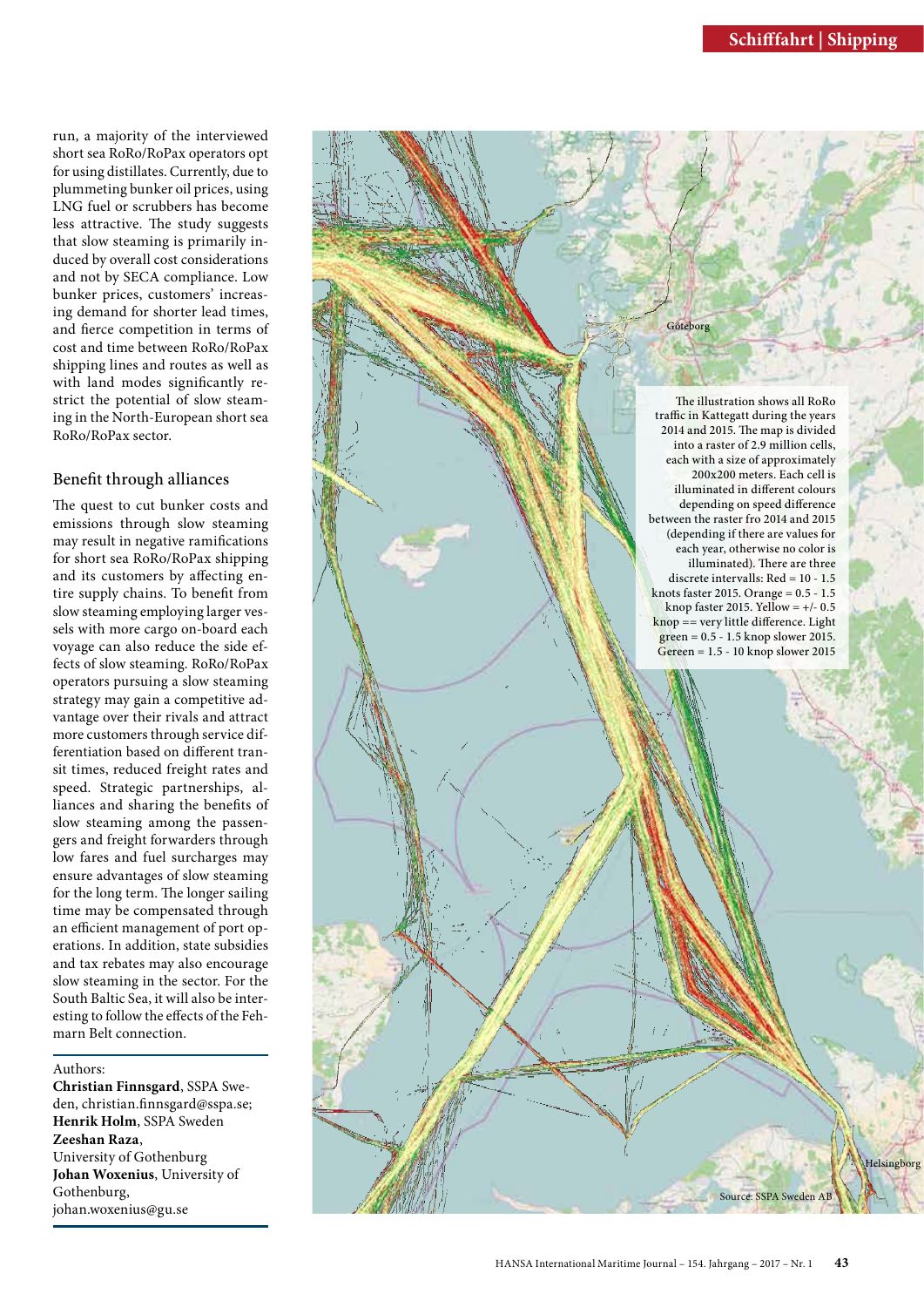run, a majority of the interviewed short sea RoRo/RoPax operators opt for using distillates. Currently, due to plummeting bunker oil prices, using LNG fuel or scrubbers has become less attractive. The study suggests that slow steaming is primarily induced by overall cost considerations and not by SECA compliance. Low bunker prices, customers' increasing demand for shorter lead times, and fierce competition in terms of cost and time between RoRo/RoPax shipping lines and routes as well as with land modes significantly restrict the potential of slow steaming in the North-European short sea RoRo/RoPax sector.

## Benefit through alliances

The quest to cut bunker costs and emissions through slow steaming may result in negative ramifications for short sea RoRo/RoPax shipping and its customers by affecting entire supply chains. To benefit from slow steaming employing larger vessels with more cargo on-board each voyage can also reduce the side effects of slow steaming. RoRo/RoPax operators pursuing a slow steaming strategy may gain a competitive advantage over their rivals and attract more customers through service differentiation based on different transit times, reduced freight rates and speed. Strategic partnerships, alliances and sharing the benefits of slow steaming among the passengers and freight forwarders through low fares and fuel surcharges may ensure advantages of slow steaming for the long term. The longer sailing time may be compensated through an efficient management of port operations. In addition, state subsidies and tax rebates may also encourage slow steaming in the sector. For the South Baltic Sea, it will also be interesting to follow the effects of the Fehmarn Belt connection.

Authors:
**Christian Finnsgard**, SSPA Sweden, christian.finnsgard@sspa.se;
**Henrik Holm**, SSPA Sweden
**Zeeshan Raza**,
University of Gothenburg
**Johan Woxenius**, University of Gothenburg,
johan.woxenius@gu.se

Göteborg

Helsingborg

The illustration shows all RoRo traffic in Kattegatt during the years 2014 and 2015. The map is divided into a raster of 2.9 million cells, each with a size of approximately 200x200 meters. Each cell is illuminated in different colours depending on speed difference between the raster fro 2014 and 2015 (depending if there are values for each year, otherwise no color is illuminated). There are three discrete intervalls: Red = 10 - 1.5 knots faster 2015. Orange = 0.5 - 1.5 knop faster 2015. Yellow = +/- 0.5 knop == very little difference. Light green = 0.5 - 1.5 knop slower 2015. Gereen = 1.5 - 10 knop slower 2015

Source: SSPA Sweden AB